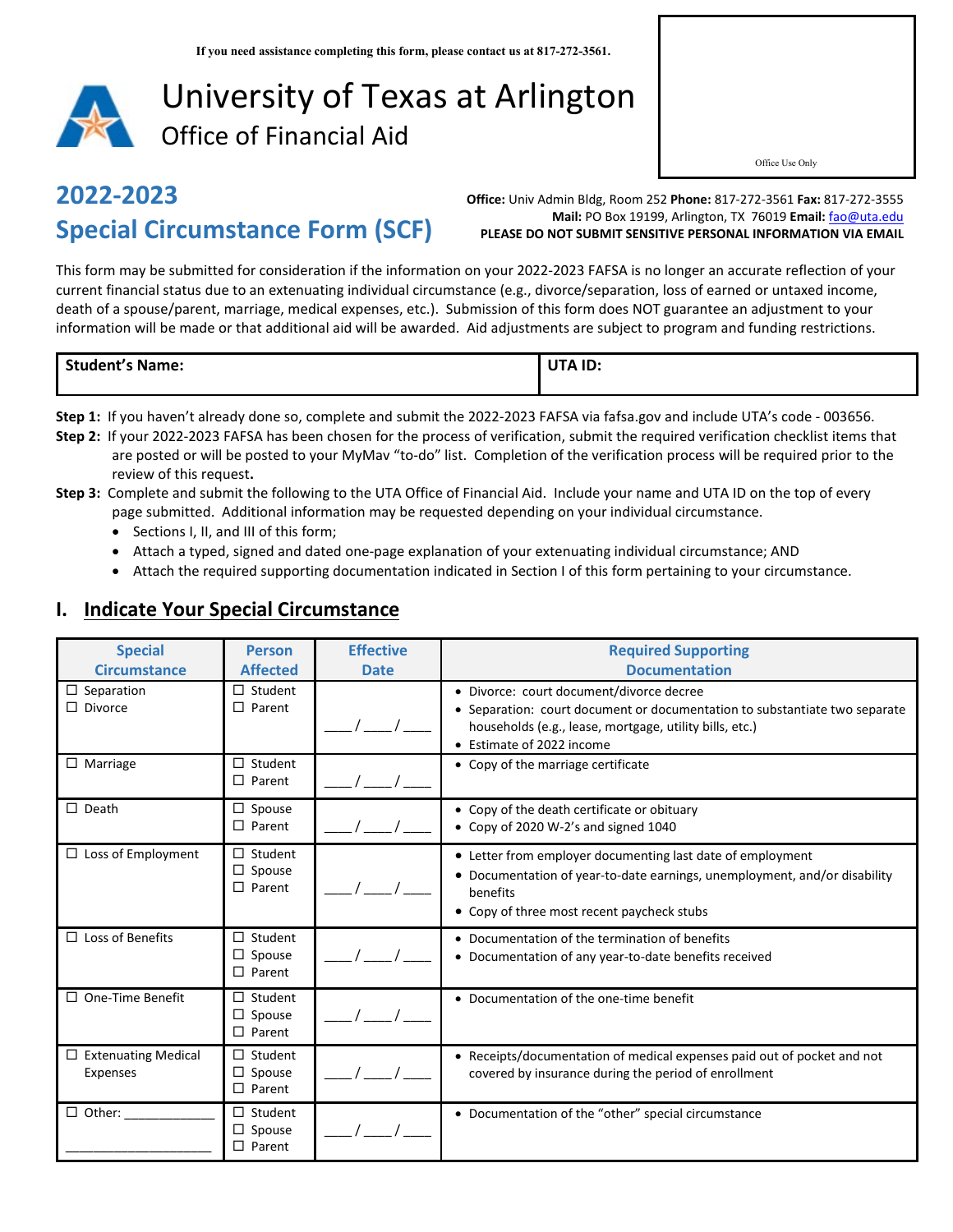If you need assistance completing this form, please contact us at 817-272-3561.

# University of Texas at Arlington
## Office of Financial Aid

Office Use Only

# 2022-2023 Special Circumstance Form (SCF)

**Office:** Univ Admin Bldg, Room 252 **Phone:** 817-272-3561 **Fax:** 817-272-3555
**Mail:** PO Box 19199, Arlington, TX 76019 **Email:** fao@uta.edu
**PLEASE DO NOT SUBMIT SENSITIVE PERSONAL INFORMATION VIA EMAIL**

This form may be submitted for consideration if the information on your 2022-2023 FAFSA is no longer an accurate reflection of your current financial status due to an extenuating individual circumstance (e.g., divorce/separation, loss of earned or untaxed income, death of a spouse/parent, marriage, medical expenses, etc.). Submission of this form does NOT guarantee an adjustment to your information will be made or that additional aid will be awarded. Aid adjustments are subject to program and funding restrictions.

| **Student's Name:** | **UTA ID:** |
|---|---|
| | |

**Step 1:** If you haven't already done so, complete and submit the 2022-2023 FAFSA via fafsa.gov and include UTA's code - 003656.

**Step 2:** If your 2022-2023 FAFSA has been chosen for the process of verification, submit the required verification checklist items that are posted or will be posted to your MyMav "to-do" list. Completion of the verification process will be required prior to the review of this request.

**Step 3:** Complete and submit the following to the UTA Office of Financial Aid. Include your name and UTA ID on the top of every page submitted. Additional information may be requested depending on your individual circumstance.

- Sections I, II, and III of this form;
- Attach a typed, signed and dated one-page explanation of your extenuating individual circumstance; AND
- Attach the required supporting documentation indicated in Section I of this form pertaining to your circumstance.

## I. Indicate Your Special Circumstance

| Special Circumstance | Person Affected | Effective Date | Required Supporting Documentation |
|---|---|---|---|
| ☐ Separation<br>☐ Divorce | ☐ Student<br>☐ Parent | ___/___/___ | • Divorce: court document/divorce decree<br>• Separation: court document or documentation to substantiate two separate households (e.g., lease, mortgage, utility bills, etc.)<br>• Estimate of 2022 income |
| ☐ Marriage | ☐ Student<br>☐ Parent | ___/___/___ | • Copy of the marriage certificate |
| ☐ Death | ☐ Spouse<br>☐ Parent | ___/___/___ | • Copy of the death certificate or obituary<br>• Copy of 2020 W-2's and signed 1040 |
| ☐ Loss of Employment | ☐ Student<br>☐ Spouse<br>☐ Parent | ___/___/___ | • Letter from employer documenting last date of employment<br>• Documentation of year-to-date earnings, unemployment, and/or disability benefits<br>• Copy of three most recent paycheck stubs |
| ☐ Loss of Benefits | ☐ Student<br>☐ Spouse<br>☐ Parent | ___/___/___ | • Documentation of the termination of benefits<br>• Documentation of any year-to-date benefits received |
| ☐ One-Time Benefit | ☐ Student<br>☐ Spouse<br>☐ Parent | ___/___/___ | • Documentation of the one-time benefit |
| ☐ Extenuating Medical Expenses | ☐ Student<br>☐ Spouse<br>☐ Parent | ___/___/___ | • Receipts/documentation of medical expenses paid out of pocket and not covered by insurance during the period of enrollment |
| ☐ Other: ____________<br>____________________ | ☐ Student<br>☐ Spouse<br>☐ Parent | ___/___/___ | • Documentation of the "other" special circumstance |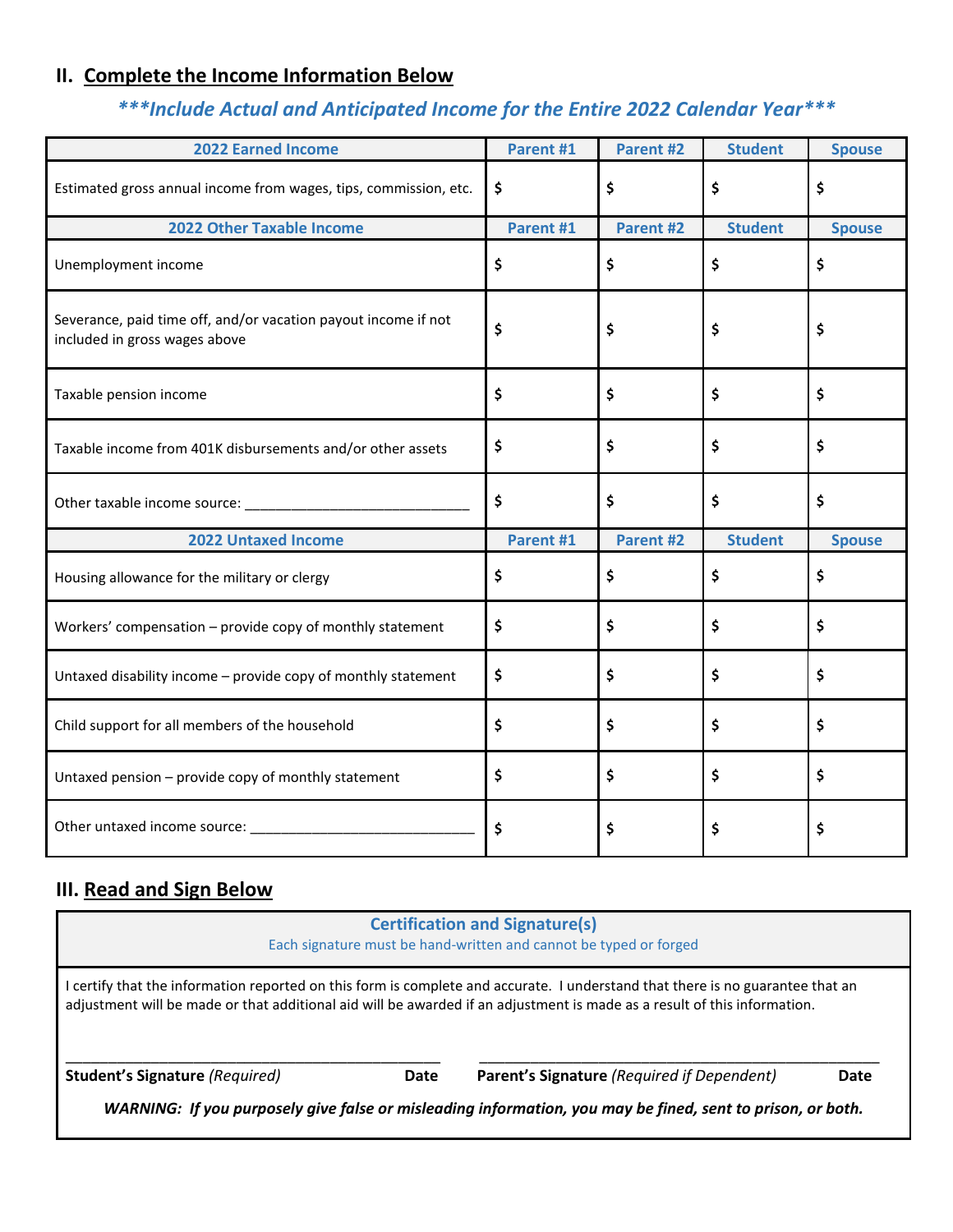## II. Complete the Income Information Below

***\*\*\*Include Actual and Anticipated Income for the Entire 2022 Calendar Year\*\*\****

| 2022 Earned Income | Parent #1 | Parent #2 | Student | Spouse |
|---|---|---|---|---|
| Estimated gross annual income from wages, tips, commission, etc. | $ | $ | $ | $ |
| **2022 Other Taxable Income** | **Parent #1** | **Parent #2** | **Student** | **Spouse** |
| Unemployment income | $ | $ | $ | $ |
| Severance, paid time off, and/or vacation payout income if not included in gross wages above | $ | $ | $ | $ |
| Taxable pension income | $ | $ | $ | $ |
| Taxable income from 401K disbursements and/or other assets | $ | $ | $ | $ |
| Other taxable income source: ____________________________ | $ | $ | $ | $ |
| **2022 Untaxed Income** | **Parent #1** | **Parent #2** | **Student** | **Spouse** |
| Housing allowance for the military or clergy | $ | $ | $ | $ |
| Workers' compensation – provide copy of monthly statement | $ | $ | $ | $ |
| Untaxed disability income – provide copy of monthly statement | $ | $ | $ | $ |
| Child support for all members of the household | $ | $ | $ | $ |
| Untaxed pension – provide copy of monthly statement | $ | $ | $ | $ |
| Other untaxed income source: ____________________________ | $ | $ | $ | $ |

## III. Read and Sign Below

**Certification and Signature(s)**

Each signature must be hand-written and cannot be typed or forged

I certify that the information reported on this form is complete and accurate. I understand that there is no guarantee that an adjustment will be made or that additional aid will be awarded if an adjustment is made as a result of this information.

_______________________________________________ &nbsp;&nbsp;&nbsp;&nbsp; _______________________________________________

**Student's Signature** *(Required)* **Date** &nbsp;&nbsp;&nbsp;&nbsp; **Parent's Signature** *(Required if Dependent)* **Date**

***WARNING: If you purposely give false or misleading information, you may be fined, sent to prison, or both.***